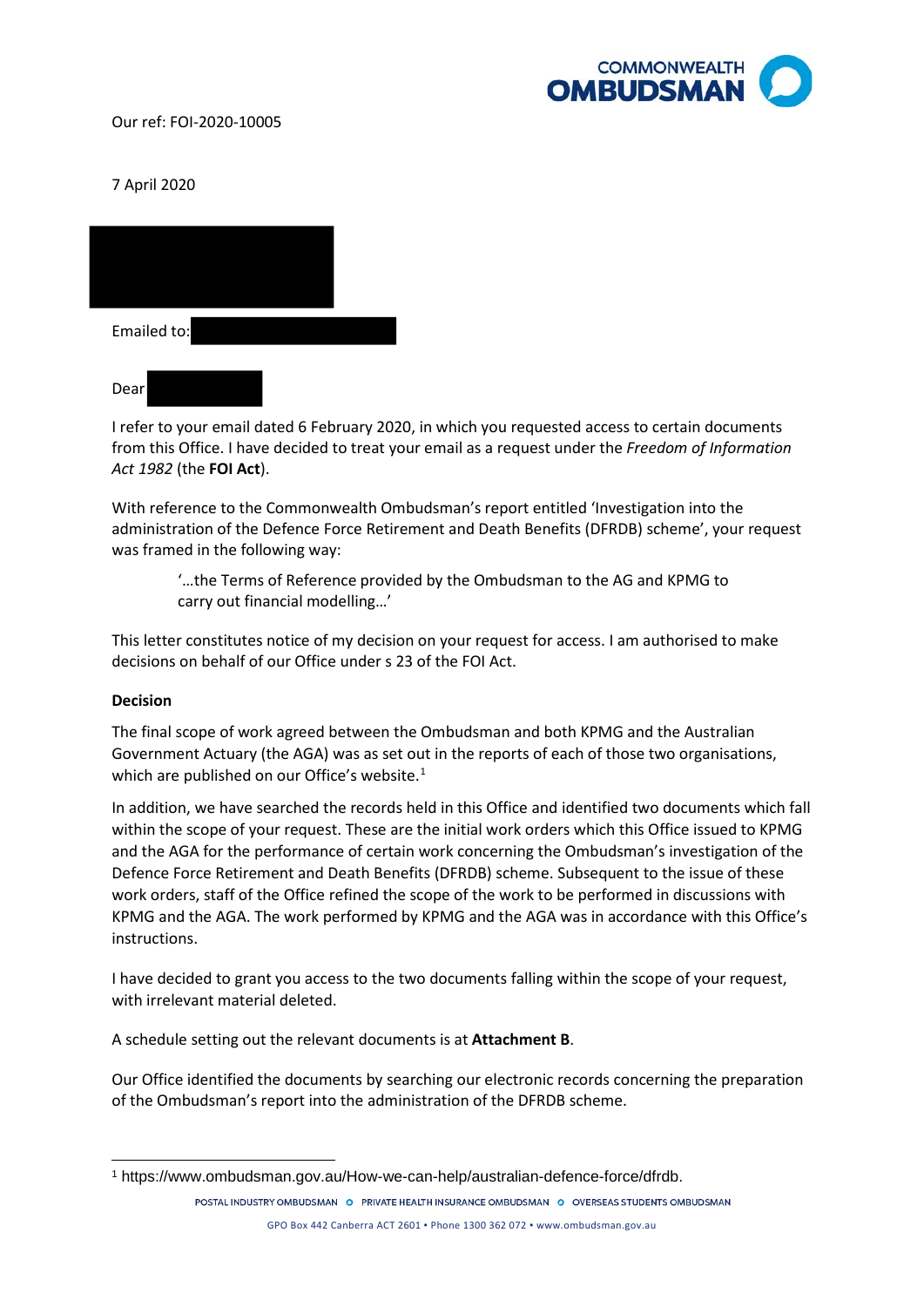Our ref: FOI-2020-10005

7 April 2020

Emailed to:

Dear

I refer to your email dated 6 February 2020, in which you requested access to certain documents from this Office. I have decided to treat your email as a request under the *Freedom of Information Act 1982* (the **FOI Act**).

With reference to the Commonwealth Ombudsman's report entitled 'Investigation into the administration of the Defence Force Retirement and Death Benefits (DFRDB) scheme', your request was framed in the following way:

> '…the Terms of Reference provided by the Ombudsman to the AG and KPMG to carry out financial modelling…'

This letter constitutes notice of my decision on your request for access. I am authorised to make decisions on behalf of our Office under s 23 of the FOI Act.

**Decision**

The final scope of work agreed between the Ombudsman and both KPMG and the Australian Government Actuary (the AGA) was as set out in the reports of each of those two organisations, which are published on our Office's website.[1]

In addition, we have searched the records held in this Office and identified two documents which fall within the scope of your request. These are the initial work orders which this Office issued to KPMG and the AGA for the performance of certain work concerning the Ombudsman's investigation of the Defence Force Retirement and Death Benefits (DFRDB) scheme. Subsequent to the issue of these work orders, staff of the Office refined the scope of the work to be performed in discussions with KPMG and the AGA. The work performed by KPMG and the AGA was in accordance with this Office's instructions.

I have decided to grant you access to the two documents falling within the scope of your request, with irrelevant material deleted.

A schedule setting out the relevant documents is at **Attachment B**.

Our Office identified the documents by searching our electronic records concerning the preparation of the Ombudsman's report into the administration of the DFRDB scheme.

[1] https://www.ombudsman.gov.au/How-we-can-help/australian-defence-force/dfrdb.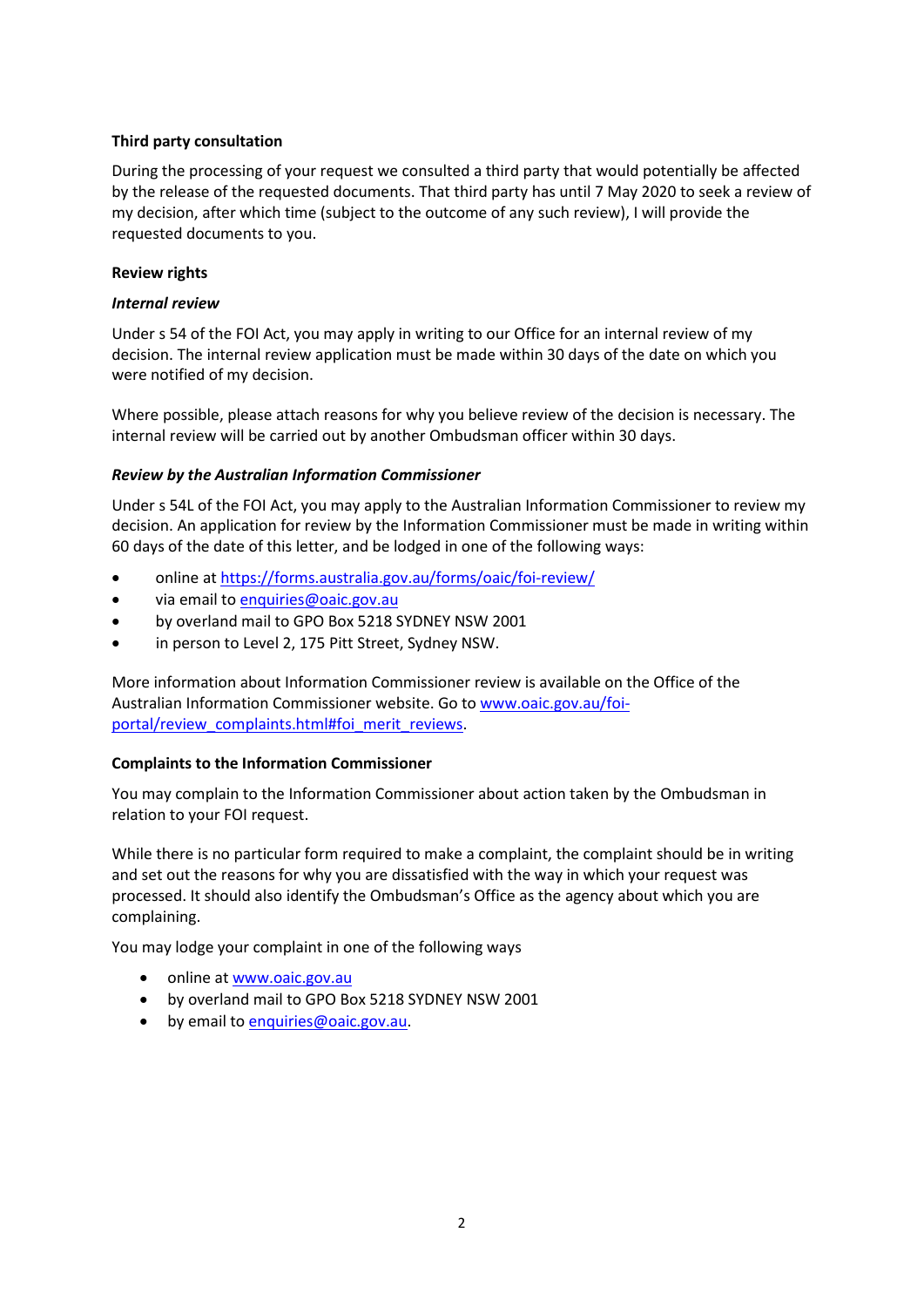**Third party consultation**

During the processing of your request we consulted a third party that would potentially be affected by the release of the requested documents. That third party has until 7 May 2020 to seek a review of my decision, after which time (subject to the outcome of any such review), I will provide the requested documents to you.

**Review rights**

***Internal review***

Under s 54 of the FOI Act, you may apply in writing to our Office for an internal review of my decision. The internal review application must be made within 30 days of the date on which you were notified of my decision.

Where possible, please attach reasons for why you believe review of the decision is necessary. The internal review will be carried out by another Ombudsman officer within 30 days.

***Review by the Australian Information Commissioner***

Under s 54L of the FOI Act, you may apply to the Australian Information Commissioner to review my decision. An application for review by the Information Commissioner must be made in writing within 60 days of the date of this letter, and be lodged in one of the following ways:

- online at [https://forms.australia.gov.au/forms/oaic/foi-review/](https://forms.australia.gov.au/forms/oaic/foi-review/)
- via email to [enquiries@oaic.gov.au](mailto:enquiries@oaic.gov.au)
- by overland mail to GPO Box 5218 SYDNEY NSW 2001
- in person to Level 2, 175 Pitt Street, Sydney NSW.

More information about Information Commissioner review is available on the Office of the Australian Information Commissioner website. Go to [www.oaic.gov.au/foi-portal/review_complaints.html#foi_merit_reviews](www.oaic.gov.au/foi-portal/review_complaints.html#foi_merit_reviews).

**Complaints to the Information Commissioner**

You may complain to the Information Commissioner about action taken by the Ombudsman in relation to your FOI request.

While there is no particular form required to make a complaint, the complaint should be in writing and set out the reasons for why you are dissatisfied with the way in which your request was processed. It should also identify the Ombudsman's Office as the agency about which you are complaining.

You may lodge your complaint in one of the following ways

- online at [www.oaic.gov.au](www.oaic.gov.au)
- by overland mail to GPO Box 5218 SYDNEY NSW 2001
- by email to [enquiries@oaic.gov.au](mailto:enquiries@oaic.gov.au).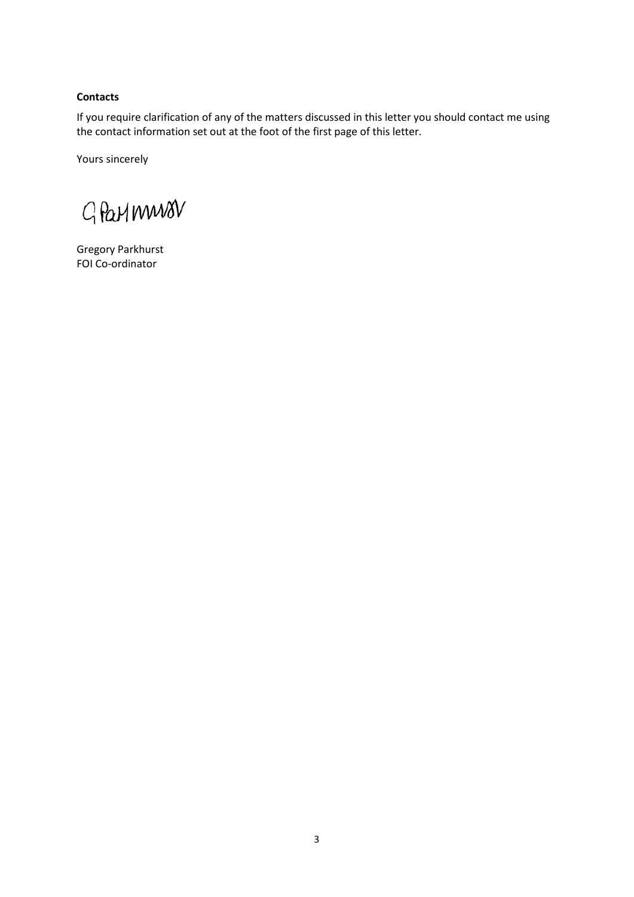**Contacts**

If you require clarification of any of the matters discussed in this letter you should contact me using the contact information set out at the foot of the first page of this letter.

Yours sincerely

Gregory Parkhurst
FOI Co-ordinator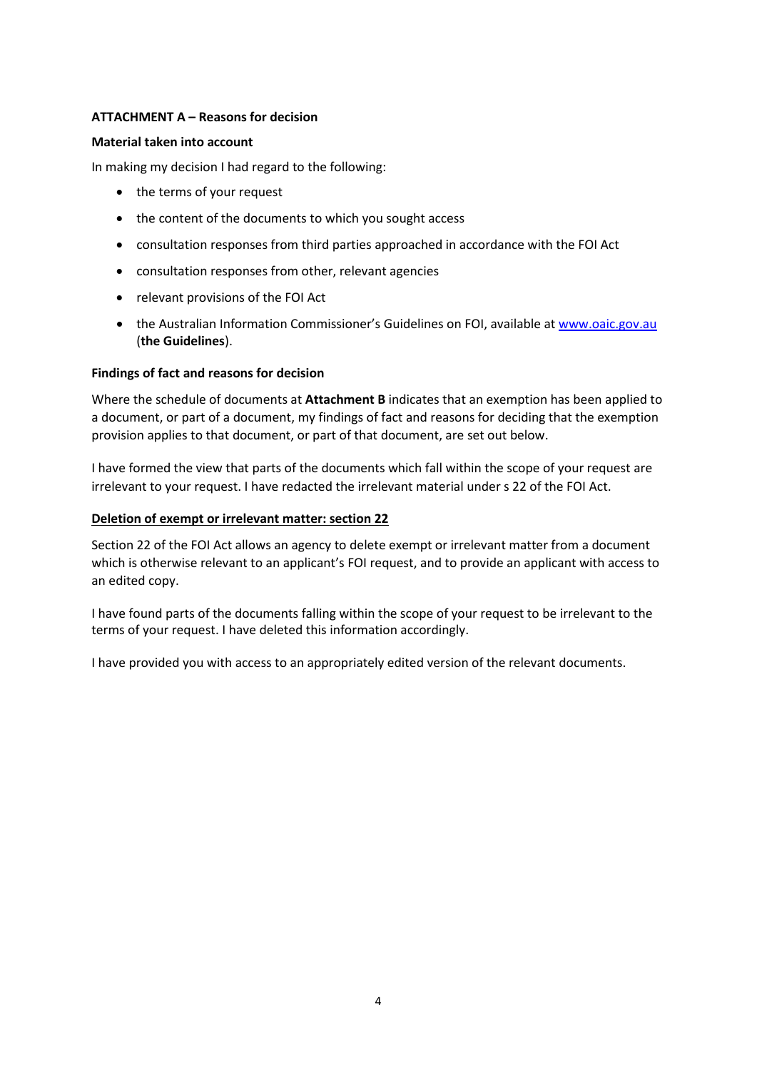**ATTACHMENT A – Reasons for decision**

**Material taken into account**

In making my decision I had regard to the following:

- the terms of your request
- the content of the documents to which you sought access
- consultation responses from third parties approached in accordance with the FOI Act
- consultation responses from other, relevant agencies
- relevant provisions of the FOI Act
- the Australian Information Commissioner's Guidelines on FOI, available at [www.oaic.gov.au](http://www.oaic.gov.au) (**the Guidelines**).

**Findings of fact and reasons for decision**

Where the schedule of documents at **Attachment B** indicates that an exemption has been applied to a document, or part of a document, my findings of fact and reasons for deciding that the exemption provision applies to that document, or part of that document, are set out below.

I have formed the view that parts of the documents which fall within the scope of your request are irrelevant to your request. I have redacted the irrelevant material under s 22 of the FOI Act.

**<u>Deletion of exempt or irrelevant matter: section 22</u>**

Section 22 of the FOI Act allows an agency to delete exempt or irrelevant matter from a document which is otherwise relevant to an applicant's FOI request, and to provide an applicant with access to an edited copy.

I have found parts of the documents falling within the scope of your request to be irrelevant to the terms of your request. I have deleted this information accordingly.

I have provided you with access to an appropriately edited version of the relevant documents.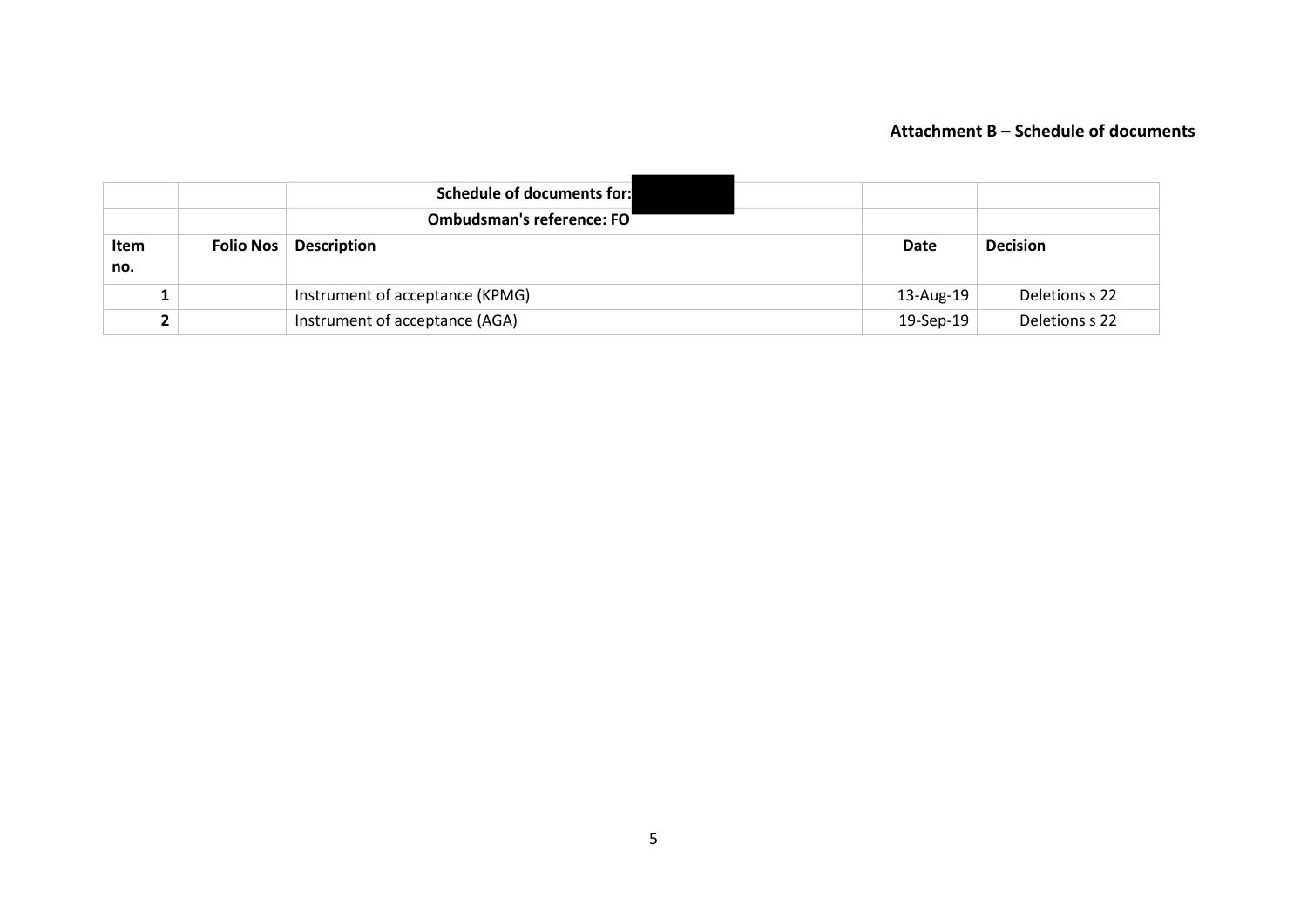**Attachment B – Schedule of documents**

| | | Schedule of documents for: | | |
|---|---|---|---|---|
| | | Ombudsman's reference: FO | | |
| **Item no.** | **Folio Nos** | **Description** | **Date** | **Decision** |
| 1 | | Instrument of acceptance (KPMG) | 13-Aug-19 | Deletions s 22 |
| 2 | | Instrument of acceptance (AGA) | 19-Sep-19 | Deletions s 22 |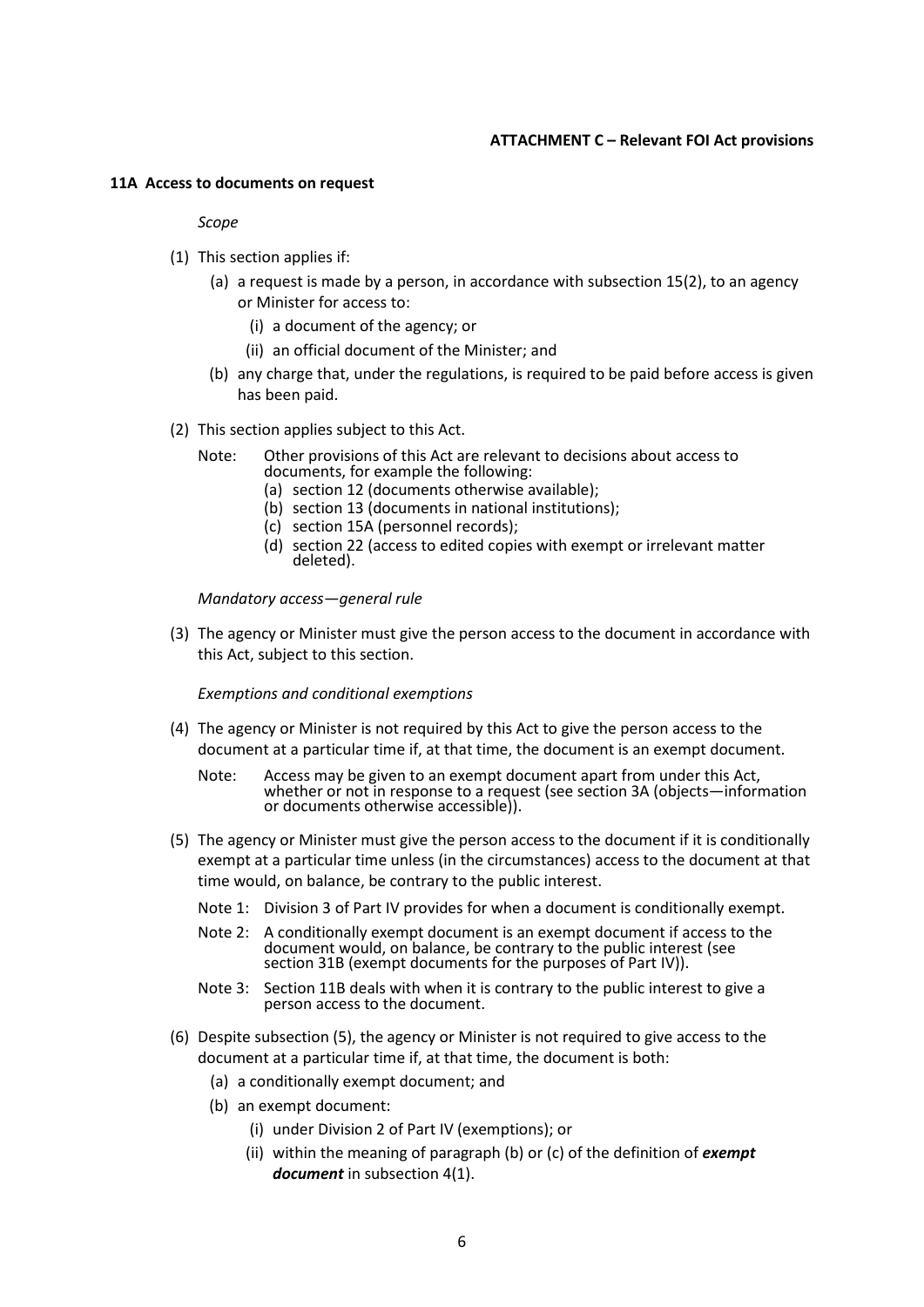**ATTACHMENT C – Relevant FOI Act provisions**

### 11A Access to documents on request

*Scope*

(1) This section applies if:

  (a) a request is made by a person, in accordance with subsection 15(2), to an agency or Minister for access to:

    (i) a document of the agency; or

    (ii) an official document of the Minister; and

  (b) any charge that, under the regulations, is required to be paid before access is given has been paid.

(2) This section applies subject to this Act.

  Note: Other provisions of this Act are relevant to decisions about access to documents, for example the following:

  (a) section 12 (documents otherwise available);

  (b) section 13 (documents in national institutions);

  (c) section 15A (personnel records);

  (d) section 22 (access to edited copies with exempt or irrelevant matter deleted).

*Mandatory access—general rule*

(3) The agency or Minister must give the person access to the document in accordance with this Act, subject to this section.

*Exemptions and conditional exemptions*

(4) The agency or Minister is not required by this Act to give the person access to the document at a particular time if, at that time, the document is an exempt document.

  Note: Access may be given to an exempt document apart from under this Act, whether or not in response to a request (see section 3A (objects—information or documents otherwise accessible)).

(5) The agency or Minister must give the person access to the document if it is conditionally exempt at a particular time unless (in the circumstances) access to the document at that time would, on balance, be contrary to the public interest.

  Note 1: Division 3 of Part IV provides for when a document is conditionally exempt.

  Note 2: A conditionally exempt document is an exempt document if access to the document would, on balance, be contrary to the public interest (see section 31B (exempt documents for the purposes of Part IV)).

  Note 3: Section 11B deals with when it is contrary to the public interest to give a person access to the document.

(6) Despite subsection (5), the agency or Minister is not required to give access to the document at a particular time if, at that time, the document is both:

  (a) a conditionally exempt document; and

  (b) an exempt document:

    (i) under Division 2 of Part IV (exemptions); or

    (ii) within the meaning of paragraph (b) or (c) of the definition of ***exempt document*** in subsection 4(1).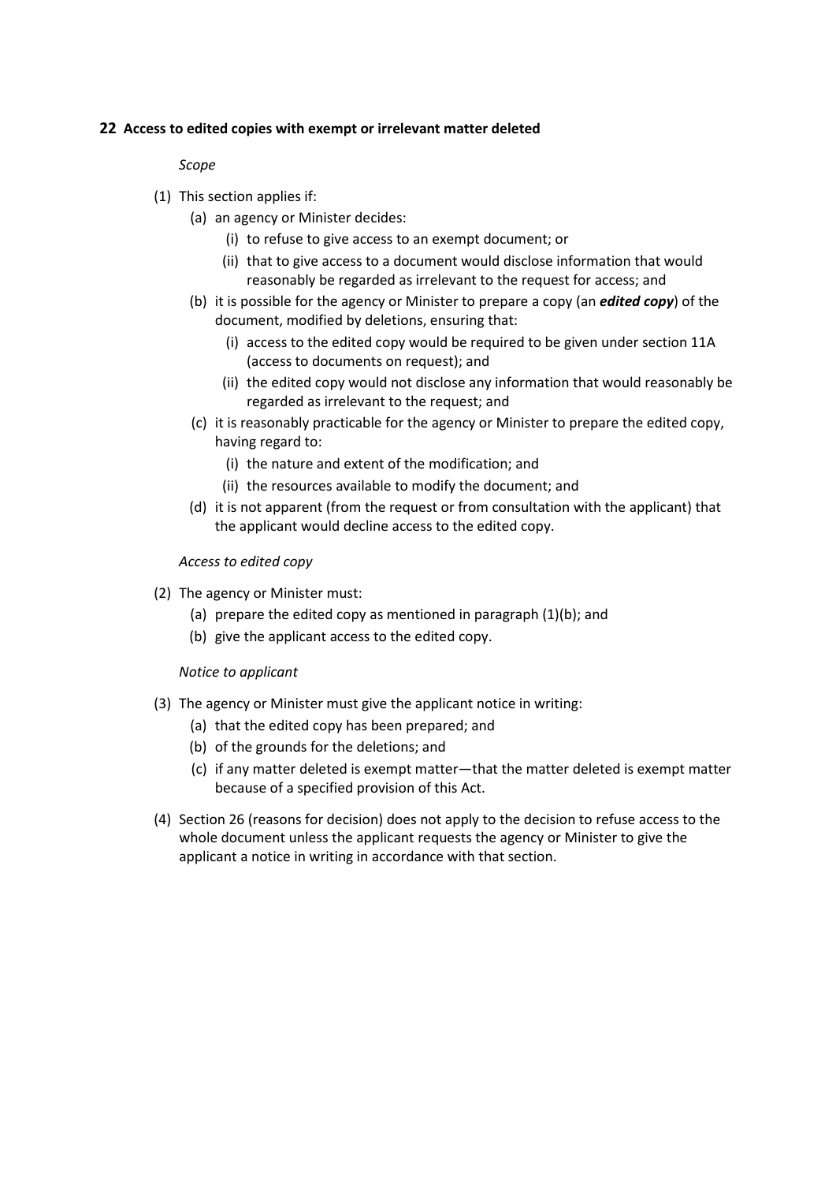### 22 Access to edited copies with exempt or irrelevant matter deleted

*Scope*

(1) This section applies if:

(a) an agency or Minister decides:

(i) to refuse to give access to an exempt document; or

(ii) that to give access to a document would disclose information that would reasonably be regarded as irrelevant to the request for access; and

(b) it is possible for the agency or Minister to prepare a copy (an ***edited copy***) of the document, modified by deletions, ensuring that:

(i) access to the edited copy would be required to be given under section 11A (access to documents on request); and

(ii) the edited copy would not disclose any information that would reasonably be regarded as irrelevant to the request; and

(c) it is reasonably practicable for the agency or Minister to prepare the edited copy, having regard to:

(i) the nature and extent of the modification; and

(ii) the resources available to modify the document; and

(d) it is not apparent (from the request or from consultation with the applicant) that the applicant would decline access to the edited copy.

*Access to edited copy*

(2) The agency or Minister must:

(a) prepare the edited copy as mentioned in paragraph (1)(b); and

(b) give the applicant access to the edited copy.

*Notice to applicant*

(3) The agency or Minister must give the applicant notice in writing:

(a) that the edited copy has been prepared; and

(b) of the grounds for the deletions; and

(c) if any matter deleted is exempt matter—that the matter deleted is exempt matter because of a specified provision of this Act.

(4) Section 26 (reasons for decision) does not apply to the decision to refuse access to the whole document unless the applicant requests the agency or Minister to give the applicant a notice in writing in accordance with that section.